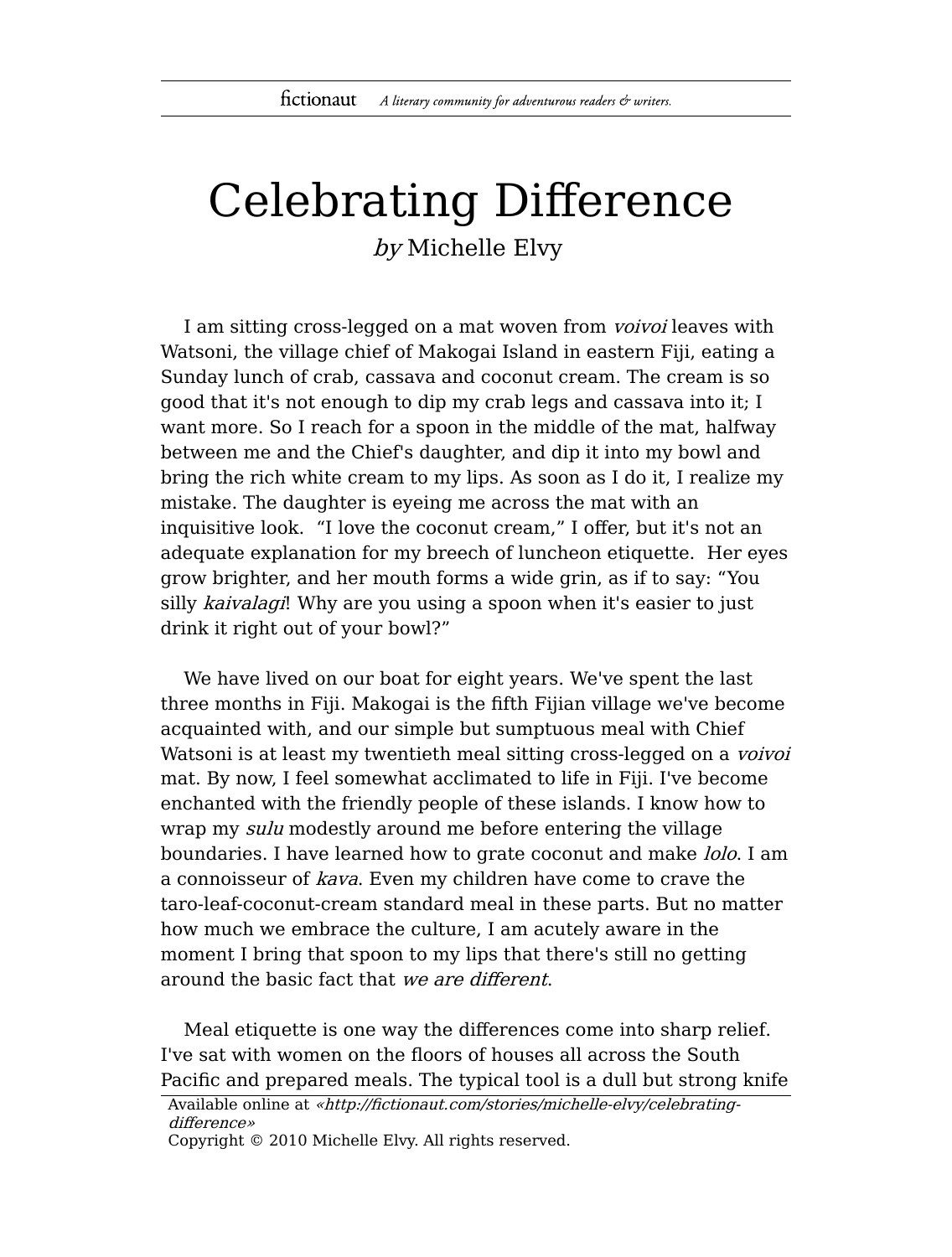# Celebrating Difference

*by* Michelle Elvy

I am sitting cross-legged on a mat woven from *voivoi* leaves with Watsoni, the village chief of Makogai Island in eastern Fiji, eating a Sunday lunch of crab, cassava and coconut cream. The cream is so good that it's not enough to dip my crab legs and cassava into it; I want more. So I reach for a spoon in the middle of the mat, halfway between me and the Chief's daughter, and dip it into my bowl and bring the rich white cream to my lips. As soon as I do it, I realize my mistake. The daughter is eyeing me across the mat with an inquisitive look. "I love the coconut cream," I offer, but it's not an adequate explanation for my breech of luncheon etiquette. Her eyes grow brighter, and her mouth forms a wide grin, as if to say: "You silly *kaivalagi*! Why are you using a spoon when it's easier to just drink it right out of your bowl?"

We have lived on our boat for eight years. We've spent the last three months in Fiji. Makogai is the fifth Fijian village we've become acquainted with, and our simple but sumptuous meal with Chief Watsoni is at least my twentieth meal sitting cross-legged on a *voivoi* mat. By now, I feel somewhat acclimated to life in Fiji. I've become enchanted with the friendly people of these islands. I know how to wrap my *sulu* modestly around me before entering the village boundaries. I have learned how to grate coconut and make *lolo*. I am a connoisseur of *kava*. Even my children have come to crave the taro-leaf-coconut-cream standard meal in these parts. But no matter how much we embrace the culture, I am acutely aware in the moment I bring that spoon to my lips that there's still no getting around the basic fact that *we are different*.

Meal etiquette is one way the differences come into sharp relief. I've sat with women on the floors of houses all across the South Pacific and prepared meals. The typical tool is a dull but strong knife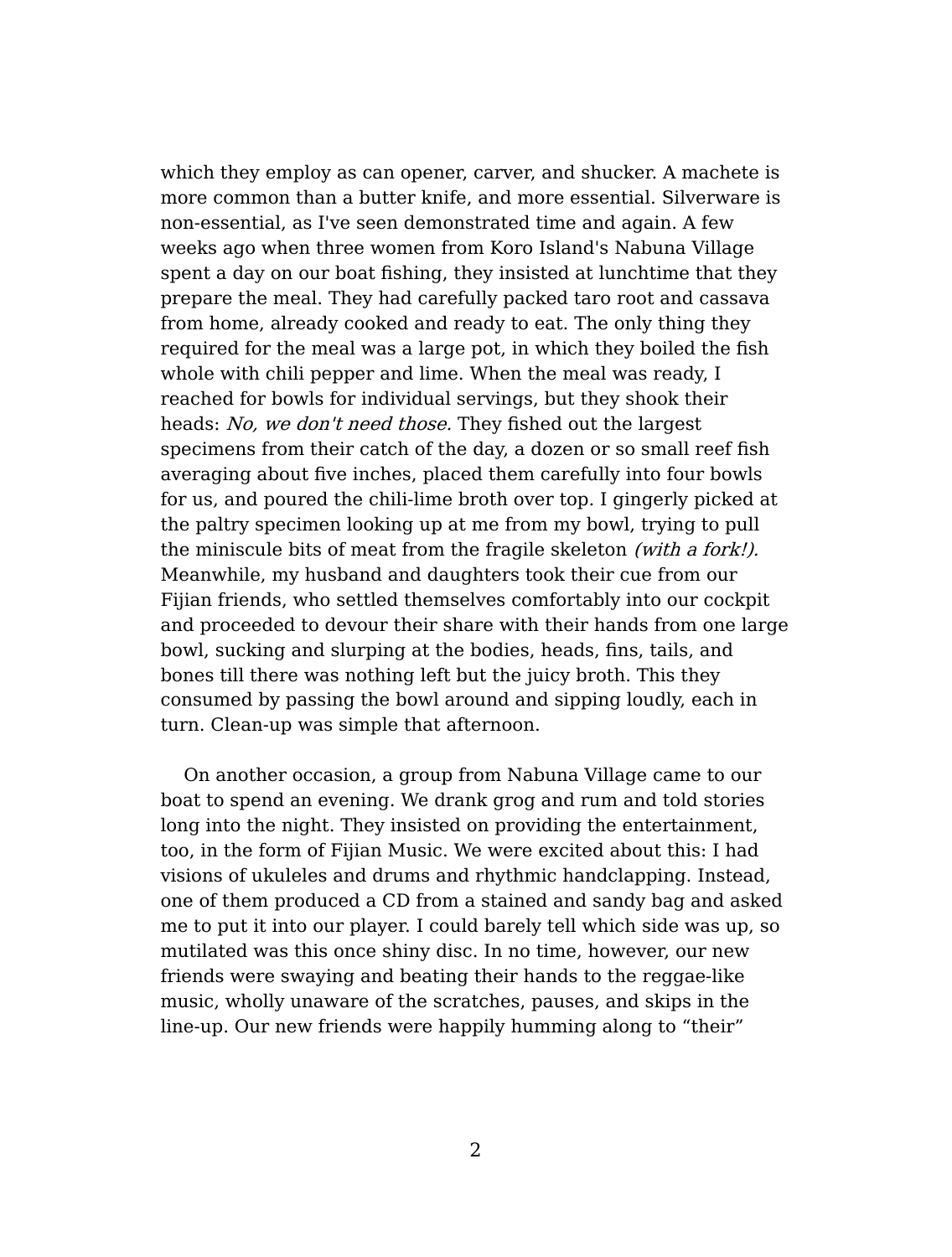which they employ as can opener, carver, and shucker. A machete is more common than a butter knife, and more essential. Silverware is non-essential, as I've seen demonstrated time and again. A few weeks ago when three women from Koro Island's Nabuna Village spent a day on our boat fishing, they insisted at lunchtime that they prepare the meal. They had carefully packed taro root and cassava from home, already cooked and ready to eat. The only thing they required for the meal was a large pot, in which they boiled the fish whole with chili pepper and lime. When the meal was ready, I reached for bowls for individual servings, but they shook their heads: *No, we don't need those.* They fished out the largest specimens from their catch of the day, a dozen or so small reef fish averaging about five inches, placed them carefully into four bowls for us, and poured the chili-lime broth over top. I gingerly picked at the paltry specimen looking up at me from my bowl, trying to pull the miniscule bits of meat from the fragile skeleton *(with a fork!).* Meanwhile, my husband and daughters took their cue from our Fijian friends, who settled themselves comfortably into our cockpit and proceeded to devour their share with their hands from one large bowl, sucking and slurping at the bodies, heads, fins, tails, and bones till there was nothing left but the juicy broth. This they consumed by passing the bowl around and sipping loudly, each in turn. Clean-up was simple that afternoon.

On another occasion, a group from Nabuna Village came to our boat to spend an evening. We drank grog and rum and told stories long into the night. They insisted on providing the entertainment, too, in the form of Fijian Music. We were excited about this: I had visions of ukuleles and drums and rhythmic handclapping. Instead, one of them produced a CD from a stained and sandy bag and asked me to put it into our player. I could barely tell which side was up, so mutilated was this once shiny disc. In no time, however, our new friends were swaying and beating their hands to the reggae-like music, wholly unaware of the scratches, pauses, and skips in the line-up. Our new friends were happily humming along to "their"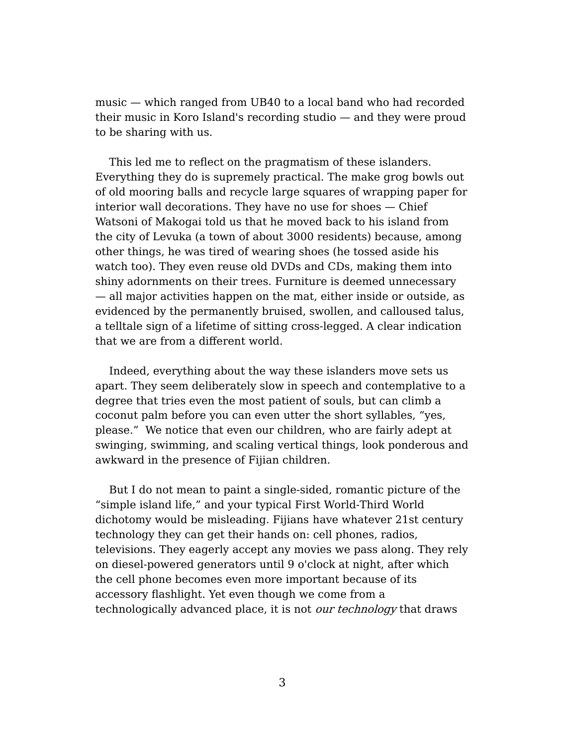music — which ranged from UB40 to a local band who had recorded their music in Koro Island's recording studio — and they were proud to be sharing with us.

This led me to reflect on the pragmatism of these islanders. Everything they do is supremely practical. The make grog bowls out of old mooring balls and recycle large squares of wrapping paper for interior wall decorations. They have no use for shoes — Chief Watsoni of Makogai told us that he moved back to his island from the city of Levuka (a town of about 3000 residents) because, among other things, he was tired of wearing shoes (he tossed aside his watch too). They even reuse old DVDs and CDs, making them into shiny adornments on their trees. Furniture is deemed unnecessary — all major activities happen on the mat, either inside or outside, as evidenced by the permanently bruised, swollen, and calloused talus, a telltale sign of a lifetime of sitting cross-legged. A clear indication that we are from a different world.

Indeed, everything about the way these islanders move sets us apart. They seem deliberately slow in speech and contemplative to a degree that tries even the most patient of souls, but can climb a coconut palm before you can even utter the short syllables, “yes, please.” We notice that even our children, who are fairly adept at swinging, swimming, and scaling vertical things, look ponderous and awkward in the presence of Fijian children.

But I do not mean to paint a single-sided, romantic picture of the “simple island life,” and your typical First World-Third World dichotomy would be misleading. Fijians have whatever 21st century technology they can get their hands on: cell phones, radios, televisions. They eagerly accept any movies we pass along. They rely on diesel-powered generators until 9 o'clock at night, after which the cell phone becomes even more important because of its accessory flashlight. Yet even though we come from a technologically advanced place, it is not *our technology* that draws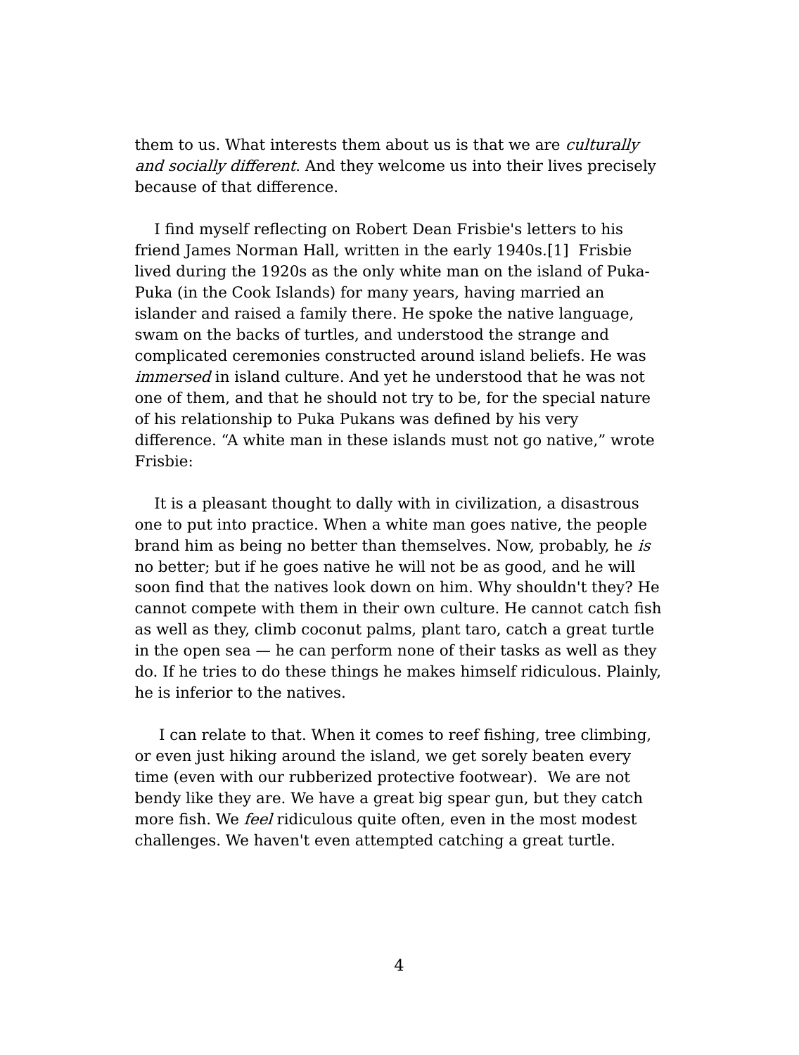them to us. What interests them about us is that we are *culturally and socially different*. And they welcome us into their lives precisely because of that difference.

I find myself reflecting on Robert Dean Frisbie's letters to his friend James Norman Hall, written in the early 1940s.[1] Frisbie lived during the 1920s as the only white man on the island of Puka-Puka (in the Cook Islands) for many years, having married an islander and raised a family there. He spoke the native language, swam on the backs of turtles, and understood the strange and complicated ceremonies constructed around island beliefs. He was *immersed* in island culture. And yet he understood that he was not one of them, and that he should not try to be, for the special nature of his relationship to Puka Pukans was defined by his very difference. “A white man in these islands must not go native,” wrote Frisbie:

> It is a pleasant thought to dally with in civilization, a disastrous one to put into practice. When a white man goes native, the people brand him as being no better than themselves. Now, probably, he *is* no better; but if he goes native he will not be as good, and he will soon find that the natives look down on him. Why shouldn't they? He cannot compete with them in their own culture. He cannot catch fish as well as they, climb coconut palms, plant taro, catch a great turtle in the open sea — he can perform none of their tasks as well as they do. If he tries to do these things he makes himself ridiculous. Plainly, he is inferior to the natives.

I can relate to that. When it comes to reef fishing, tree climbing, or even just hiking around the island, we get sorely beaten every time (even with our rubberized protective footwear). We are not bendy like they are. We have a great big spear gun, but they catch more fish. We *feel* ridiculous quite often, even in the most modest challenges. We haven't even attempted catching a great turtle.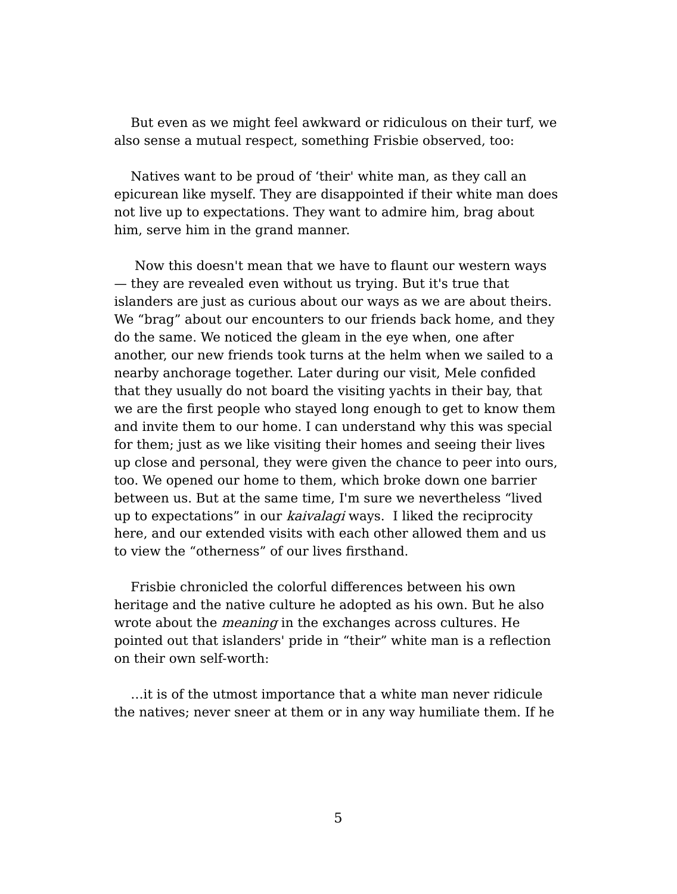But even as we might feel awkward or ridiculous on their turf, we also sense a mutual respect, something Frisbie observed, too:

> Natives want to be proud of 'their' white man, as they call an epicurean like myself. They are disappointed if their white man does not live up to expectations. They want to admire him, brag about him, serve him in the grand manner.

Now this doesn't mean that we have to flaunt our western ways — they are revealed even without us trying. But it's true that islanders are just as curious about our ways as we are about theirs. We "brag" about our encounters to our friends back home, and they do the same. We noticed the gleam in the eye when, one after another, our new friends took turns at the helm when we sailed to a nearby anchorage together. Later during our visit, Mele confided that they usually do not board the visiting yachts in their bay, that we are the first people who stayed long enough to get to know them and invite them to our home. I can understand why this was special for them; just as we like visiting their homes and seeing their lives up close and personal, they were given the chance to peer into ours, too. We opened our home to them, which broke down one barrier between us. But at the same time, I'm sure we nevertheless "lived up to expectations" in our *kaivalagi* ways. I liked the reciprocity here, and our extended visits with each other allowed them and us to view the "otherness" of our lives firsthand.

Frisbie chronicled the colorful differences between his own heritage and the native culture he adopted as his own. But he also wrote about the *meaning* in the exchanges across cultures. He pointed out that islanders' pride in "their" white man is a reflection on their own self-worth:

> …it is of the utmost importance that a white man never ridicule the natives; never sneer at them or in any way humiliate them. If he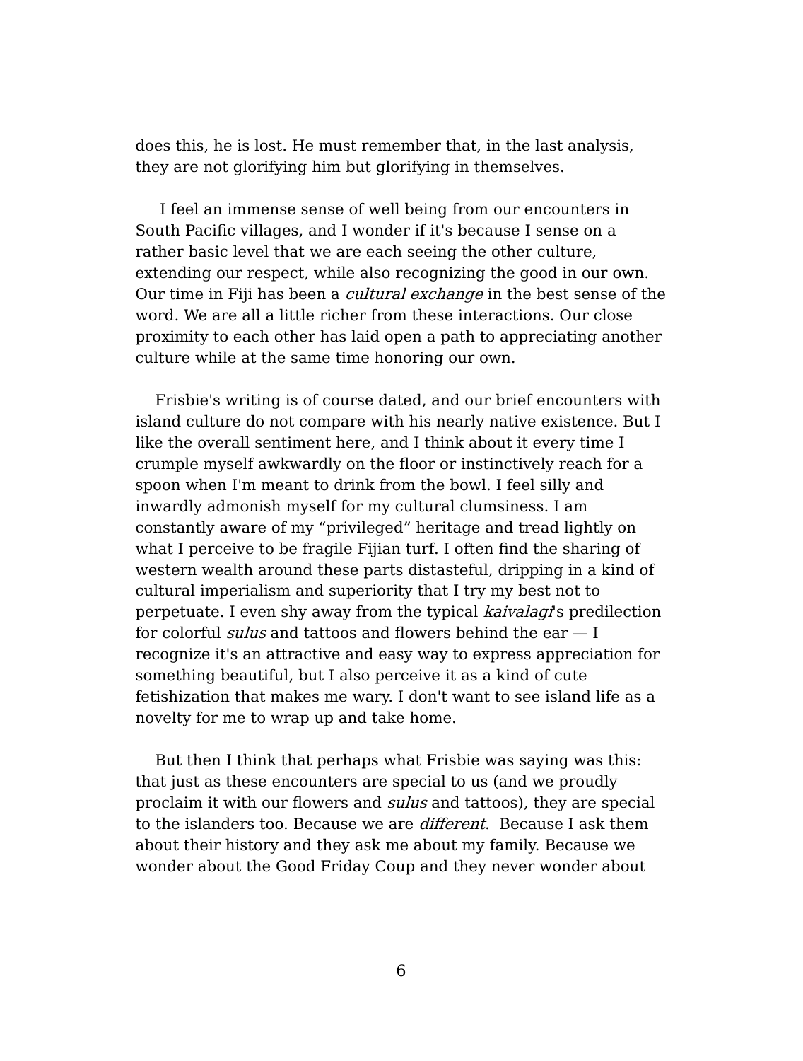does this, he is lost. He must remember that, in the last analysis, they are not glorifying him but glorifying in themselves.

I feel an immense sense of well being from our encounters in South Pacific villages, and I wonder if it's because I sense on a rather basic level that we are each seeing the other culture, extending our respect, while also recognizing the good in our own. Our time in Fiji has been a *cultural exchange* in the best sense of the word. We are all a little richer from these interactions. Our close proximity to each other has laid open a path to appreciating another culture while at the same time honoring our own.

Frisbie's writing is of course dated, and our brief encounters with island culture do not compare with his nearly native existence. But I like the overall sentiment here, and I think about it every time I crumple myself awkwardly on the floor or instinctively reach for a spoon when I'm meant to drink from the bowl. I feel silly and inwardly admonish myself for my cultural clumsiness. I am constantly aware of my "privileged" heritage and tread lightly on what I perceive to be fragile Fijian turf. I often find the sharing of western wealth around these parts distasteful, dripping in a kind of cultural imperialism and superiority that I try my best not to perpetuate. I even shy away from the typical *kaivalagi*'s predilection for colorful *sulus* and tattoos and flowers behind the ear — I recognize it's an attractive and easy way to express appreciation for something beautiful, but I also perceive it as a kind of cute fetishization that makes me wary. I don't want to see island life as a novelty for me to wrap up and take home.

But then I think that perhaps what Frisbie was saying was this: that just as these encounters are special to us (and we proudly proclaim it with our flowers and *sulus* and tattoos), they are special to the islanders too. Because we are *different*. Because I ask them about their history and they ask me about my family. Because we wonder about the Good Friday Coup and they never wonder about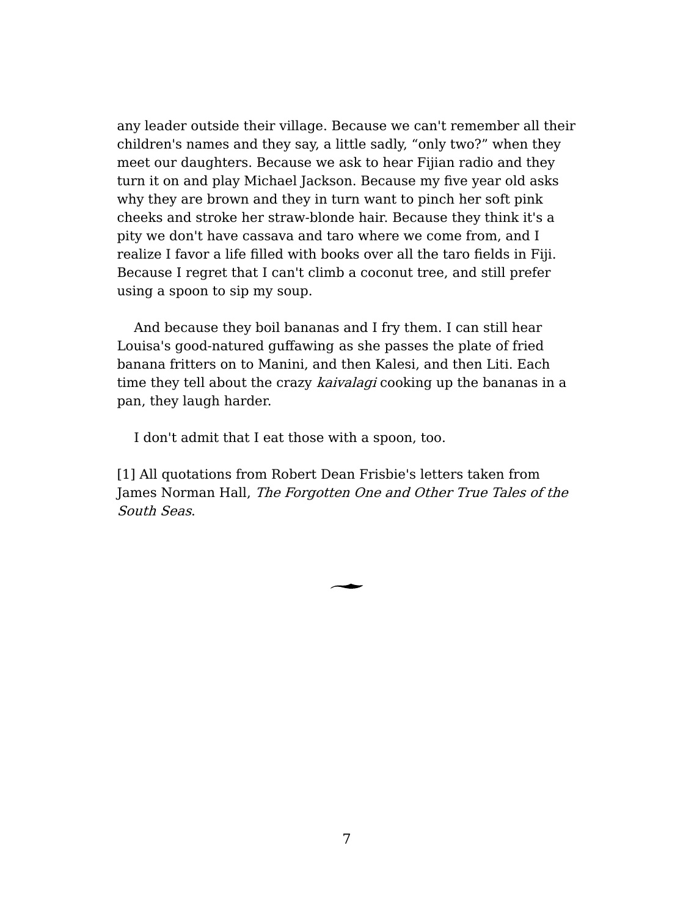any leader outside their village. Because we can't remember all their children's names and they say, a little sadly, “only two?” when they meet our daughters. Because we ask to hear Fijian radio and they turn it on and play Michael Jackson. Because my five year old asks why they are brown and they in turn want to pinch her soft pink cheeks and stroke her straw-blonde hair. Because they think it's a pity we don't have cassava and taro where we come from, and I realize I favor a life filled with books over all the taro fields in Fiji. Because I regret that I can't climb a coconut tree, and still prefer using a spoon to sip my soup.

And because they boil bananas and I fry them. I can still hear Louisa's good-natured guffawing as she passes the plate of fried banana fritters on to Manini, and then Kalesi, and then Liti. Each time they tell about the crazy *kaivalagi* cooking up the bananas in a pan, they laugh harder.

I don't admit that I eat those with a spoon, too.

[1] All quotations from Robert Dean Frisbie's letters taken from James Norman Hall, *The Forgotten One and Other True Tales of the South Seas*.